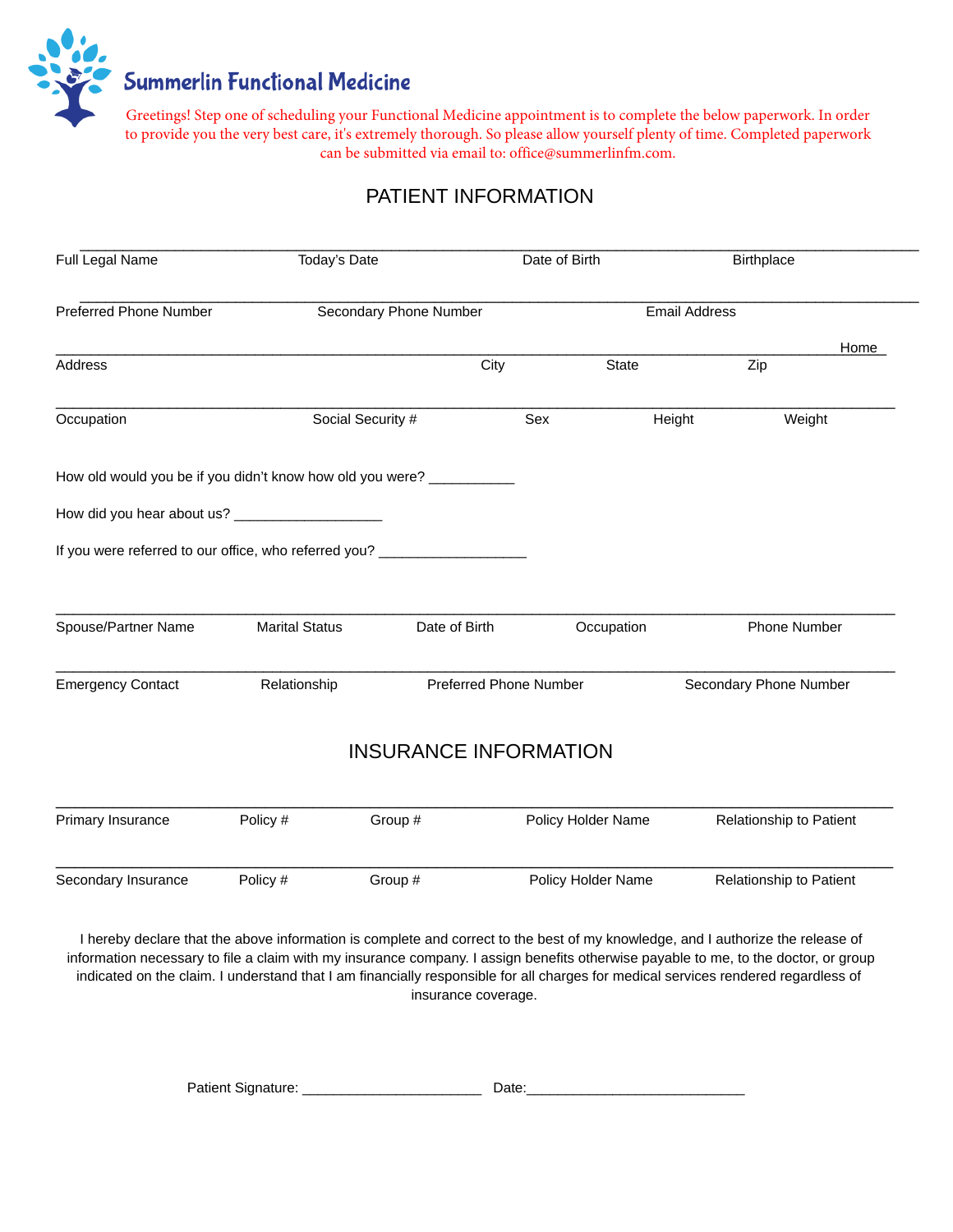# Summerlin Functional Medicine

Greetings! Step one of scheduling your Functional Medicine appointment is to complete the below paperwork. In order to provide you the very best care, it's extremely thorough. So please allow yourself plenty of time. Completed paperwork can be submitted via email to: office@summerlinfm.com.

## PATIENT INFORMATION

______________________________________________________________________________

Full Legal Name | Today's Date | Date of Birth | Birthplace

______________________________________________________________________________

Preferred Phone Number | Secondary Phone Number | Email Address

______________________________________________________________________________ Home

Address | City | State | Zip

______________________________________________________________________________

Occupation | Social Security # | Sex | Height | Weight

How old would you be if you didn't know how old you were? ___________

How did you hear about us? ___________________

If you were referred to our office, who referred you? ___________________

______________________________________________________________________________

Spouse/Partner Name | Marital Status | Date of Birth | Occupation | Phone Number

______________________________________________________________________________

Emergency Contact | Relationship | Preferred Phone Number | Secondary Phone Number

## INSURANCE INFORMATION

______________________________________________________________________________

Primary Insurance | Policy # | Group # | Policy Holder Name | Relationship to Patient

______________________________________________________________________________

Secondary Insurance | Policy # | Group # | Policy Holder Name | Relationship to Patient

I hereby declare that the above information is complete and correct to the best of my knowledge, and I authorize the release of information necessary to file a claim with my insurance company. I assign benefits otherwise payable to me, to the doctor, or group indicated on the claim. I understand that I am financially responsible for all charges for medical services rendered regardless of insurance coverage.

Patient Signature: _______________________ Date:____________________________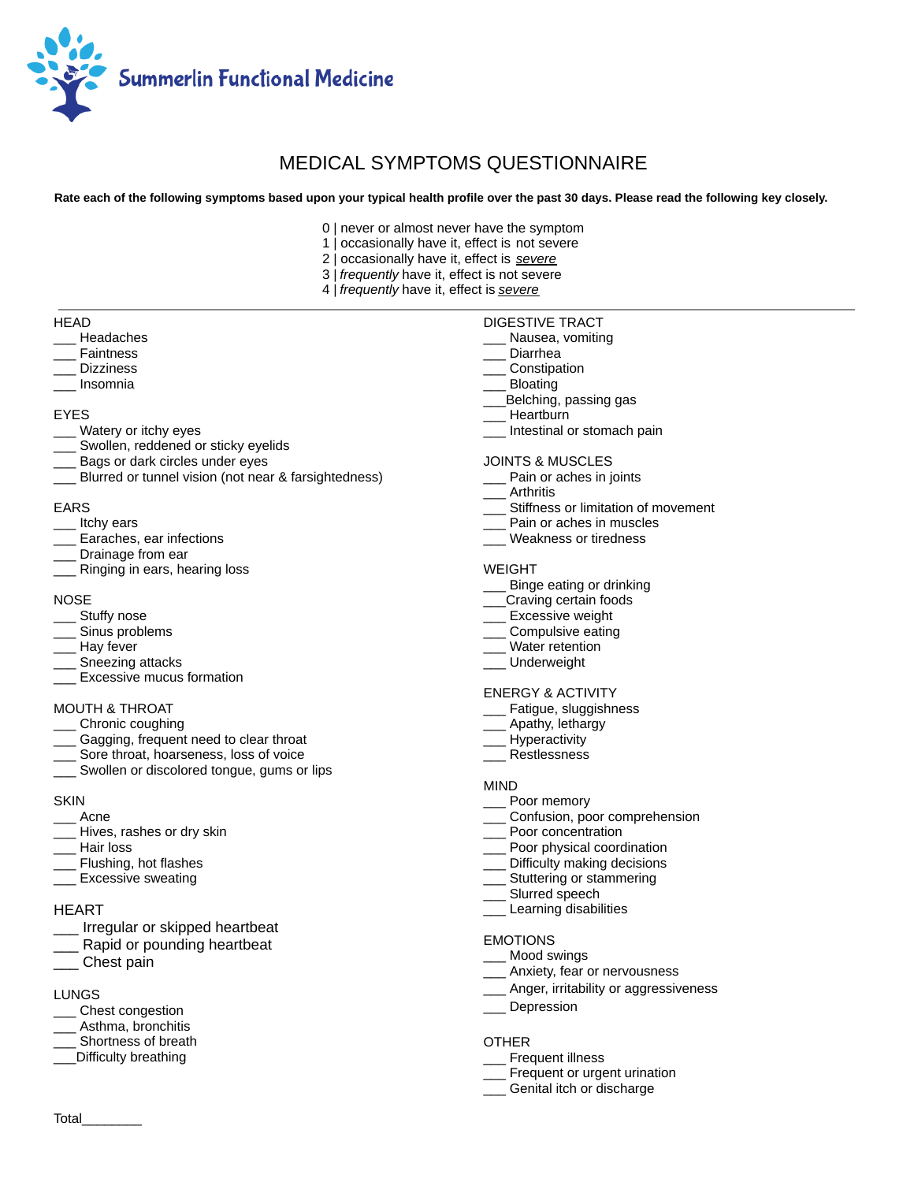Summerlin Functional Medicine

# MEDICAL SYMPTOMS QUESTIONNAIRE

**Rate each of the following symptoms based upon your typical health profile over the past 30 days. Please read the following key closely.**

0 | never or almost never have the symptom
1 | occasionally have it, effect is not severe
2 | occasionally have it, effect is *severe*
3 | *frequently* have it, effect is not severe
4 | *frequently* have it, effect is *severe*

---

HEAD
___ Headaches
___ Faintness
___ Dizziness
___ Insomnia

EYES
___ Watery or itchy eyes
___ Swollen, reddened or sticky eyelids
___ Bags or dark circles under eyes
___ Blurred or tunnel vision (not near & farsightedness)

EARS
___ Itchy ears
___ Earaches, ear infections
___ Drainage from ear
___ Ringing in ears, hearing loss

NOSE
___ Stuffy nose
___ Sinus problems
___ Hay fever
___ Sneezing attacks
___ Excessive mucus formation

MOUTH & THROAT
___ Chronic coughing
___ Gagging, frequent need to clear throat
___ Sore throat, hoarseness, loss of voice
___ Swollen or discolored tongue, gums or lips

SKIN
___ Acne
___ Hives, rashes or dry skin
___ Hair loss
___ Flushing, hot flashes
___ Excessive sweating

HEART
___ Irregular or skipped heartbeat
___ Rapid or pounding heartbeat
___ Chest pain

LUNGS
___ Chest congestion
___ Asthma, bronchitis
___ Shortness of breath
___Difficulty breathing

DIGESTIVE TRACT
___ Nausea, vomiting
___ Diarrhea
___ Constipation
___ Bloating
___Belching, passing gas
___ Heartburn
___ Intestinal or stomach pain

JOINTS & MUSCLES
___ Pain or aches in joints
___ Arthritis
___ Stiffness or limitation of movement
___ Pain or aches in muscles
___ Weakness or tiredness

WEIGHT
___ Binge eating or drinking
___Craving certain foods
___ Excessive weight
___ Compulsive eating
___ Water retention
___ Underweight

ENERGY & ACTIVITY
___ Fatigue, sluggishness
___ Apathy, lethargy
___ Hyperactivity
___ Restlessness

MIND
___ Poor memory
___ Confusion, poor comprehension
___ Poor concentration
___ Poor physical coordination
___ Difficulty making decisions
___ Stuttering or stammering
___ Slurred speech
___ Learning disabilities

EMOTIONS
___ Mood swings
___ Anxiety, fear or nervousness
___ Anger, irritability or aggressiveness
___ Depression

OTHER
___ Frequent illness
___ Frequent or urgent urination
___ Genital itch or discharge

Total________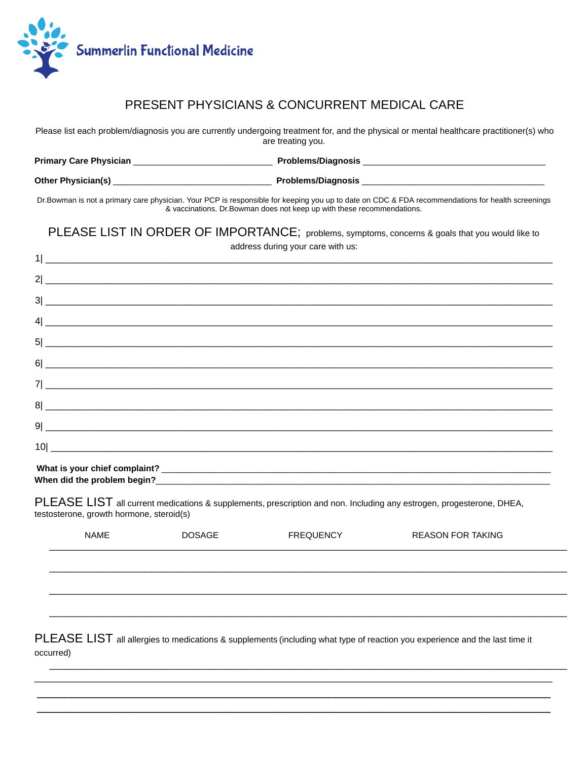Summerlin Functional Medicine

# PRESENT PHYSICIANS & CONCURRENT MEDICAL CARE

Please list each problem/diagnosis you are currently undergoing treatment for, and the physical or mental healthcare practitioner(s) who are treating you.

**Primary Care Physician** ____________________________ **Problems/Diagnosis** _____________________________________

**Other Physician(s)** ________________________________ **Problems/Diagnosis** _____________________________________

Dr.Bowman is not a primary care physician. Your PCP is responsible for keeping you up to date on CDC & FDA recommendations for health screenings & vaccinations. Dr.Bowman does not keep up with these recommendations.

## PLEASE LIST IN ORDER OF IMPORTANCE; problems, symptoms, concerns & goals that you would like to address during your care with us:

1| ____________________________________________________________________________________________

2| ____________________________________________________________________________________________

3| ____________________________________________________________________________________________

4| ____________________________________________________________________________________________

5| ____________________________________________________________________________________________

6| ____________________________________________________________________________________________

7| ____________________________________________________________________________________________

8| ____________________________________________________________________________________________

9| ____________________________________________________________________________________________

10| ___________________________________________________________________________________________

**What is your chief complaint?** ______________________________________________________________________________

**When did the problem begin?**_______________________________________________________________________________

## PLEASE LIST all current medications & supplements, prescription and non. Including any estrogen, progesterone, DHEA, testosterone, growth hormone, steroid(s)

| NAME | DOSAGE | FREQUENCY | REASON FOR TAKING |
|---|---|---|---|
| | | | |
| | | | |
| | | | |
| | | | |

## PLEASE LIST all allergies to medications & supplements (including what type of reaction you experience and the last time it occurred)

______________________________________________________________________________________________

______________________________________________________________________________________________

______________________________________________________________________________________________

______________________________________________________________________________________________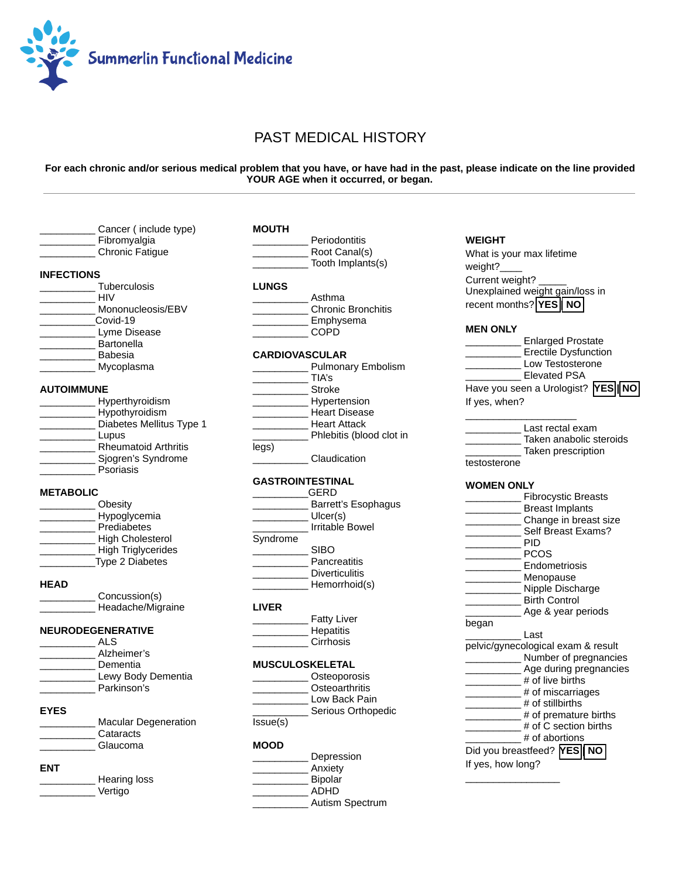Summerlin Functional Medicine

# PAST MEDICAL HISTORY

**For each chronic and/or serious medical problem that you have, or have had in the past, please indicate on the line provided YOUR AGE when it occurred, or began.**

---

__________ Cancer ( include type)
__________ Fibromyalgia
__________ Chronic Fatigue

**INFECTIONS**

__________ Tuberculosis
__________ HIV
__________ Mononucleosis/EBV
__________Covid-19
__________ Lyme Disease
__________ Bartonella
__________ Babesia
__________ Mycoplasma

**AUTOIMMUNE**

__________ Hyperthyroidism
__________ Hypothyroidism
__________ Diabetes Mellitus Type 1
__________ Lupus
__________ Rheumatoid Arthritis
__________ Sjogren's Syndrome
__________ Psoriasis

**METABOLIC**

__________ Obesity
__________ Hypoglycemia
__________ Prediabetes
__________ High Cholesterol
__________ High Triglycerides
__________Type 2 Diabetes

**HEAD**

__________ Concussion(s)
__________ Headache/Migraine

**NEURODEGENERATIVE**

__________ ALS
__________ Alzheimer's
__________ Dementia
__________ Lewy Body Dementia
__________ Parkinson's

**EYES**

__________ Macular Degeneration
__________ Cataracts
__________ Glaucoma

**ENT**

__________ Hearing loss
__________ Vertigo

**MOUTH**

__________ Periodontitis
__________ Root Canal(s)
__________ Tooth Implants(s)

**LUNGS**

__________ Asthma
__________ Chronic Bronchitis
__________ Emphysema
__________ COPD

**CARDIOVASCULAR**

__________ Pulmonary Embolism
__________ TIA's
__________ Stroke
__________ Hypertension
__________ Heart Disease
__________ Heart Attack
__________ Phlebitis (blood clot in legs)
__________ Claudication

**GASTROINTESTINAL**

__________GERD
__________ Barrett's Esophagus
__________ Ulcer(s)
__________ Irritable Bowel Syndrome
__________ SIBO
__________ Pancreatitis
__________ Diverticulitis
__________ Hemorrhoid(s)

**LIVER**

__________ Fatty Liver
__________ Hepatitis
__________ Cirrhosis

**MUSCULOSKELETAL**

__________ Osteoporosis
__________ Osteoarthritis
__________ Low Back Pain
__________ Serious Orthopedic Issue(s)

**MOOD**

__________ Depression
__________ Anxiety
__________ Bipolar
__________ ADHD
__________ Autism Spectrum

**WEIGHT**

What is your max lifetime weight?____
Current weight? _____
Unexplained weight gain/loss in recent months? YES | NO

**MEN ONLY**

__________ Enlarged Prostate
__________ Erectile Dysfunction
__________ Low Testosterone
__________ Elevated PSA
Have you seen a Urologist? YES | NO
If yes, when?
_____________________
__________ Last rectal exam
__________ Taken anabolic steroids
__________ Taken prescription testosterone

**WOMEN ONLY**

__________ Fibrocystic Breasts
__________ Breast Implants
__________ Change in breast size
__________ Self Breast Exams?
__________ PID
__________ PCOS
__________ Endometriosis
__________ Menopause
__________ Nipple Discharge
__________ Birth Control
__________ Age & year periods began
__________ Last pelvic/gynecological exam & result
__________ Number of pregnancies
__________ Age during pregnancies
__________ # of live births
__________ # of miscarriages
__________ # of stillbirths
__________ # of premature births
__________ # of C section births
__________ # of abortions
Did you breastfeed? YES | NO
If yes, how long?
_________________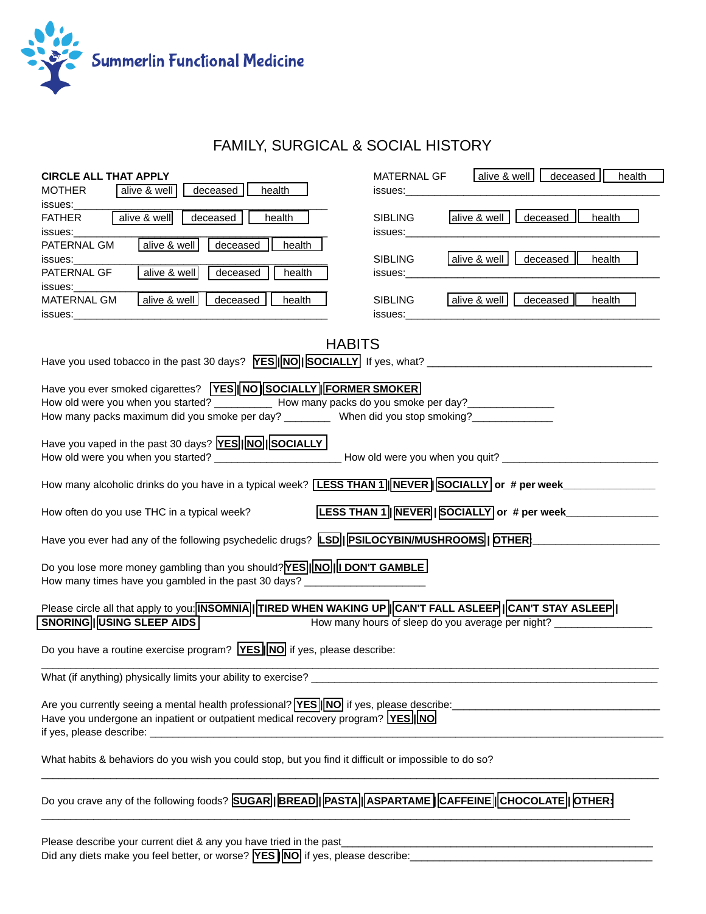Summerlin Functional Medicine

# FAMILY, SURGICAL & SOCIAL HISTORY

**CIRCLE ALL THAT APPLY**

MOTHER alive & well | deceased | health issues:________________________________________

FATHER alive & well | deceased | health issues:________________________________________

PATERNAL GM alive & well | deceased | health issues:________________________________________

PATERNAL GF alive & well | deceased | health issues:________________________________________

MATERNAL GM alive & well | deceased | health issues:________________________________________

MATERNAL GF alive & well | deceased | health issues:________________________________________

SIBLING alive & well | deceased | health issues:________________________________________

SIBLING alive & well | deceased | health issues:________________________________________

SIBLING alive & well | deceased | health issues:________________________________________

## HABITS

Have you used tobacco in the past 30 days? **YES | NO | SOCIALLY** If yes, what? ________________________________________

Have you ever smoked cigarettes? **YES | NO | SOCIALLY | FORMER SMOKER**
How old were you when you started? __________ How many packs do you smoke per day?_______________
How many packs maximum did you smoke per day? ________ When did you stop smoking?______________

Have you vaped in the past 30 days? **YES | NO | SOCIALLY**
How old were you when you started? ______________________ How old were you when you quit? ___________________________

How many alcoholic drinks do you have in a typical week? **LESS THAN 1 | NEVER | SOCIALLY or # per week**________________

How often do you use THC in a typical week? **LESS THAN 1 | NEVER | SOCIALLY or # per week**________________

Have you ever had any of the following psychedelic drugs? **LSD | PSILOCYBIN/MUSHROOMS | OTHER**:________________________

Do you lose more money gambling than you should? **YES | NO | I DON'T GAMBLE**
How many times have you gambled in the past 30 days? ____________________

Please circle all that apply to you: **INSOMNIA | TIRED WHEN WAKING UP | CAN'T FALL ASLEEP | CAN'T STAY ASLEEP | SNORING | USING SLEEP AIDS**
How many hours of sleep do you average per night? ________________

Do you have a routine exercise program? **YES | NO** if yes, please describe:
________________________________________________________________________________

What (if anything) physically limits your ability to exercise? _____________________________________________________________

Are you currently seeing a mental health professional? **YES | NO** if yes, please describe:____________________________________
Have you undergone an inpatient or outpatient medical recovery program? **YES | NO**
if yes, please describe: ________________________________________________________________________________

What habits & behaviors do you wish you could stop, but you find it difficult or impossible to do so?
________________________________________________________________________________

Do you crave any of the following foods? **SUGAR | BREAD | PASTA | ASPARTAME | CAFFEINE | CHOCOLATE | OTHER:**
________________________________________________________________________________

Please describe your current diet & any you have tried in the past______________________________________________________
Did any diets make you feel better, or worse? **YES | NO** if yes, please describe:__________________________________________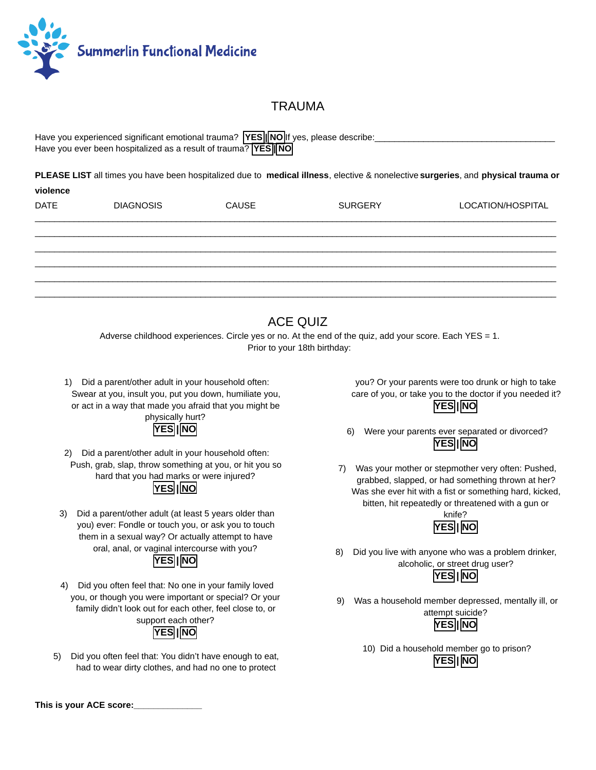Summerlin Functional Medicine

# TRAUMA

Have you experienced significant emotional trauma? YES | NO If yes, please describe:____________________________________
Have you ever been hospitalized as a result of trauma? YES | NO

**PLEASE LIST** all times you have been hospitalized due to **medical illness**, elective & nonelective **surgeries**, and **physical trauma or violence**

| DATE | DIAGNOSIS | CAUSE | SURGERY | LOCATION/HOSPITAL |
|---|---|---|---|---|
| | | | | |
| | | | | |
| | | | | |
| | | | | |
| | | | | |
| | | | | |

# ACE QUIZ

Adverse childhood experiences. Circle yes or no. At the end of the quiz, add your score. Each YES = 1.
Prior to your 18th birthday:

1) Did a parent/other adult in your household often: Swear at you, insult you, put you down, humiliate you, or act in a way that made you afraid that you might be physically hurt?
YES | NO

2) Did a parent/other adult in your household often: Push, grab, slap, throw something at you, or hit you so hard that you had marks or were injured?
YES | NO

3) Did a parent/other adult (at least 5 years older than you) ever: Fondle or touch you, or ask you to touch them in a sexual way? Or actually attempt to have oral, anal, or vaginal intercourse with you?
YES | NO

4) Did you often feel that: No one in your family loved you, or though you were important or special? Or your family didn't look out for each other, feel close to, or support each other?
YES | NO

5) Did you often feel that: You didn't have enough to eat, had to wear dirty clothes, and had no one to protect you? Or your parents were too drunk or high to take care of you, or take you to the doctor if you needed it?
YES | NO

6) Were your parents ever separated or divorced?
YES | NO

7) Was your mother or stepmother very often: Pushed, grabbed, slapped, or had something thrown at her? Was she ever hit with a fist or something hard, kicked, bitten, hit repeatedly or threatened with a gun or knife?
YES | NO

8) Did you live with anyone who was a problem drinker, alcoholic, or street drug user?
YES | NO

9) Was a household member depressed, mentally ill, or attempt suicide?
YES | NO

10) Did a household member go to prison?
YES | NO

**This is your ACE score:**______________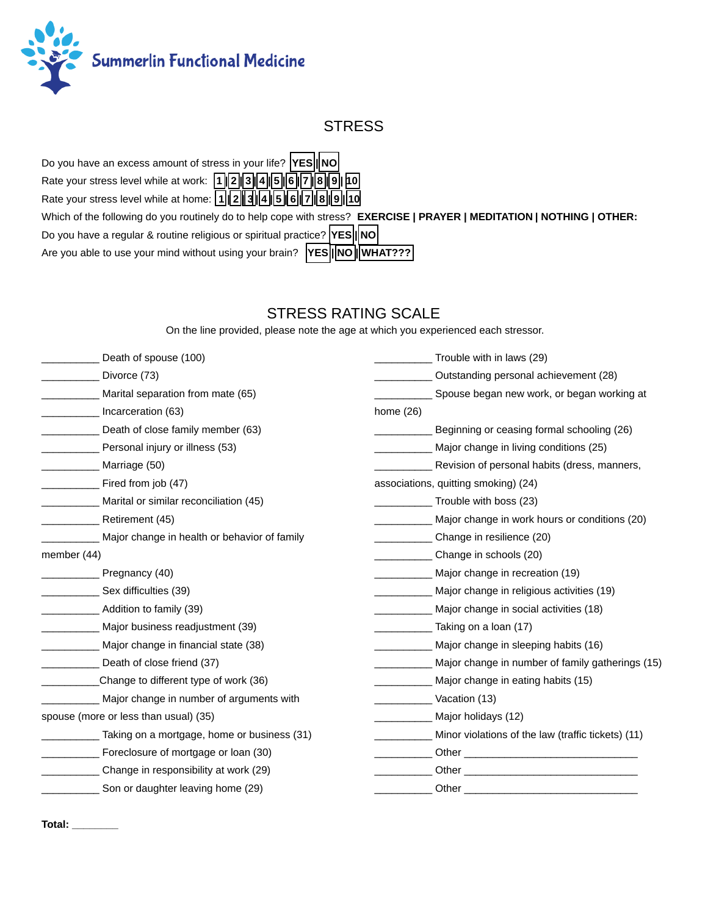Summerlin Functional Medicine

## STRESS

Do you have an excess amount of stress in your life? **YES | NO**

Rate your stress level while at work: **1 | 2 | 3 | 4 | 5 | 6 | 7 | 8 | 9 | 10**

Rate your stress level while at home: **1 | 2 | 3 | 4 | 5 | 6 | 7 | 8 | 9 | 10**

Which of the following do you routinely do to help cope with stress? **EXERCISE | PRAYER | MEDITATION | NOTHING | OTHER:**

Do you have a regular & routine religious or spiritual practice? **YES | NO**

Are you able to use your mind without using your brain? **YES | NO | WHAT???**

## STRESS RATING SCALE

On the line provided, please note the age at which you experienced each stressor.

__________ Death of spouse (100)
__________ Divorce (73)
__________ Marital separation from mate (65)
__________ Incarceration (63)
__________ Death of close family member (63)
__________ Personal injury or illness (53)
__________ Marriage (50)
__________ Fired from job (47)
__________ Marital or similar reconciliation (45)
__________ Retirement (45)
__________ Major change in health or behavior of family member (44)
__________ Pregnancy (40)
__________ Sex difficulties (39)
__________ Addition to family (39)
__________ Major business readjustment (39)
__________ Major change in financial state (38)
__________ Death of close friend (37)
__________ Change to different type of work (36)
__________ Major change in number of arguments with spouse (more or less than usual) (35)
__________ Taking on a mortgage, home or business (31)
__________ Foreclosure of mortgage or loan (30)
__________ Change in responsibility at work (29)
__________ Son or daughter leaving home (29)
__________ Trouble with in laws (29)
__________ Outstanding personal achievement (28)
__________ Spouse began new work, or began working at home (26)
__________ Beginning or ceasing formal schooling (26)
__________ Major change in living conditions (25)
__________ Revision of personal habits (dress, manners, associations, quitting smoking) (24)
__________ Trouble with boss (23)
__________ Major change in work hours or conditions (20)
__________ Change in resilience (20)
__________ Change in schools (20)
__________ Major change in recreation (19)
__________ Major change in religious activities (19)
__________ Major change in social activities (18)
__________ Taking on a loan (17)
__________ Major change in sleeping habits (16)
__________ Major change in number of family gatherings (15)
__________ Major change in eating habits (15)
__________ Vacation (13)
__________ Major holidays (12)
__________ Minor violations of the law (traffic tickets) (11)
__________ Other ______________________________
__________ Other ______________________________
__________ Other ______________________________

**Total:** ________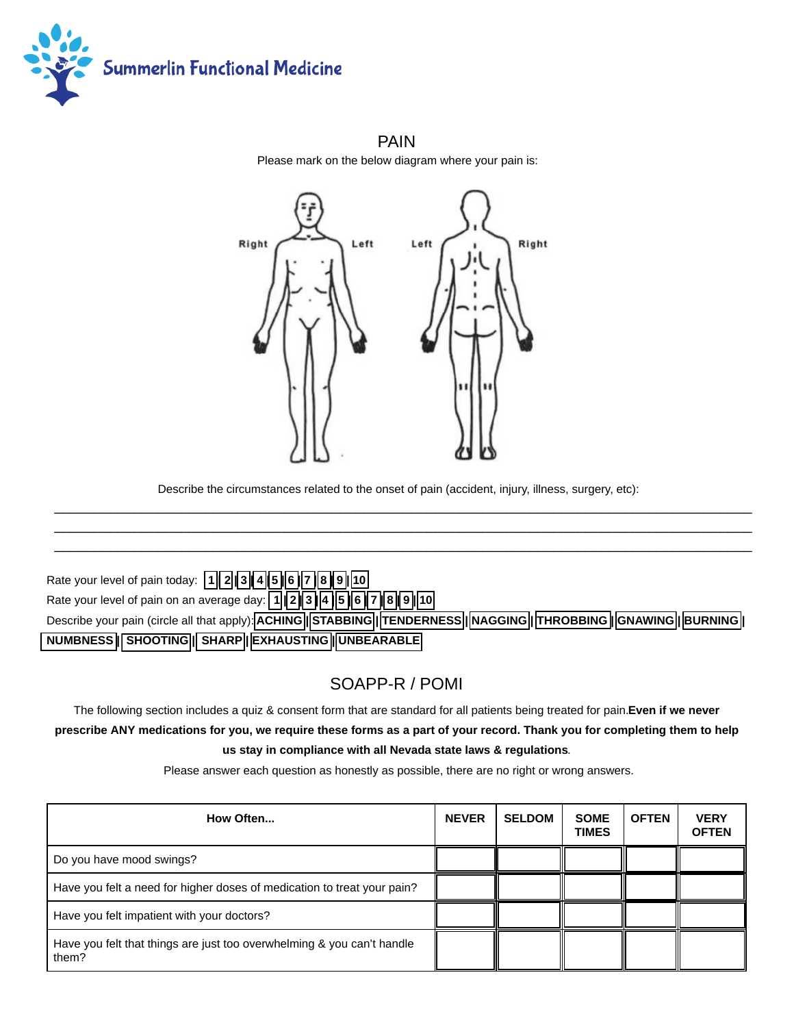Summerlin Functional Medicine

## PAIN

Please mark on the below diagram where your pain is:

Right Left Left Right

Describe the circumstances related to the onset of pain (accident, injury, illness, surgery, etc):

\_\_\_\_\_\_\_\_\_\_\_\_\_\_\_\_\_\_\_\_\_\_\_\_\_\_\_\_\_\_\_\_\_\_\_\_\_\_\_\_\_\_\_\_\_\_\_\_\_\_\_\_\_\_\_\_\_\_\_\_\_\_\_\_\_\_\_\_\_\_\_\_\_\_\_\_

\_\_\_\_\_\_\_\_\_\_\_\_\_\_\_\_\_\_\_\_\_\_\_\_\_\_\_\_\_\_\_\_\_\_\_\_\_\_\_\_\_\_\_\_\_\_\_\_\_\_\_\_\_\_\_\_\_\_\_\_\_\_\_\_\_\_\_\_\_\_\_\_\_\_\_\_

\_\_\_\_\_\_\_\_\_\_\_\_\_\_\_\_\_\_\_\_\_\_\_\_\_\_\_\_\_\_\_\_\_\_\_\_\_\_\_\_\_\_\_\_\_\_\_\_\_\_\_\_\_\_\_\_\_\_\_\_\_\_\_\_\_\_\_\_\_\_\_\_\_\_\_\_

Rate your level of pain today: **1 | 2 | 3 | 4 | 5 | 6 | 7 | 8 | 9 | 10**

Rate your level of pain on an average day: **1 | 2 | 3 | 4 | 5 | 6 | 7 | 8 | 9 | 10**

Describe your pain (circle all that apply): **ACHING | STABBING | TENDERNESS | NAGGING | THROBBING | GNAWING | BURNING | NUMBNESS | SHOOTING | SHARP | EXHAUSTING | UNBEARABLE**

## SOAPP-R / POMI

The following section includes a quiz & consent form that are standard for all patients being treated for pain. **Even if we never prescribe ANY medications for you, we require these forms as a part of your record. Thank you for completing them to help us stay in compliance with all Nevada state laws & regulations**.

Please answer each question as honestly as possible, there are no right or wrong answers.

| How Often... | NEVER | SELDOM | SOME TIMES | OFTEN | VERY OFTEN |
|---|---|---|---|---|---|
| Do you have mood swings? | | | | | |
| Have you felt a need for higher doses of medication to treat your pain? | | | | | |
| Have you felt impatient with your doctors? | | | | | |
| Have you felt that things are just too overwhelming & you can't handle them? | | | | | |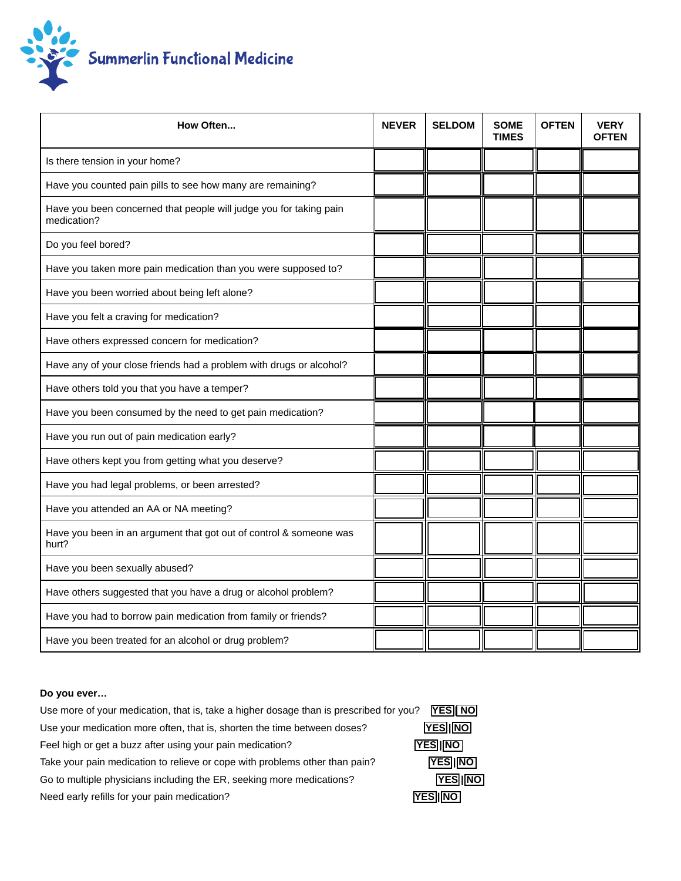# Summerlin Functional Medicine

| How Often... | NEVER | SELDOM | SOME TIMES | OFTEN | VERY OFTEN |
|---|---|---|---|---|---|
| Is there tension in your home? | | | | | |
| Have you counted pain pills to see how many are remaining? | | | | | |
| Have you been concerned that people will judge you for taking pain medication? | | | | | |
| Do you feel bored? | | | | | |
| Have you taken more pain medication than you were supposed to? | | | | | |
| Have you been worried about being left alone? | | | | | |
| Have you felt a craving for medication? | | | | | |
| Have others expressed concern for medication? | | | | | |
| Have any of your close friends had a problem with drugs or alcohol? | | | | | |
| Have others told you that you have a temper? | | | | | |
| Have you been consumed by the need to get pain medication? | | | | | |
| Have you run out of pain medication early? | | | | | |
| Have others kept you from getting what you deserve? | | | | | |
| Have you had legal problems, or been arrested? | | | | | |
| Have you attended an AA or NA meeting? | | | | | |
| Have you been in an argument that got out of control & someone was hurt? | | | | | |
| Have you been sexually abused? | | | | | |
| Have others suggested that you have a drug or alcohol problem? | | | | | |
| Have you had to borrow pain medication from family or friends? | | | | | |
| Have you been treated for an alcohol or drug problem? | | | | | |

**Do you ever…**

Use more of your medication, that is, take a higher dosage than is prescribed for you? YES | NO

Use your medication more often, that is, shorten the time between doses? YES | NO

Feel high or get a buzz after using your pain medication? YES | NO

Take your pain medication to relieve or cope with problems other than pain? YES | NO

Go to multiple physicians including the ER, seeking more medications? YES | NO

Need early refills for your pain medication? YES | NO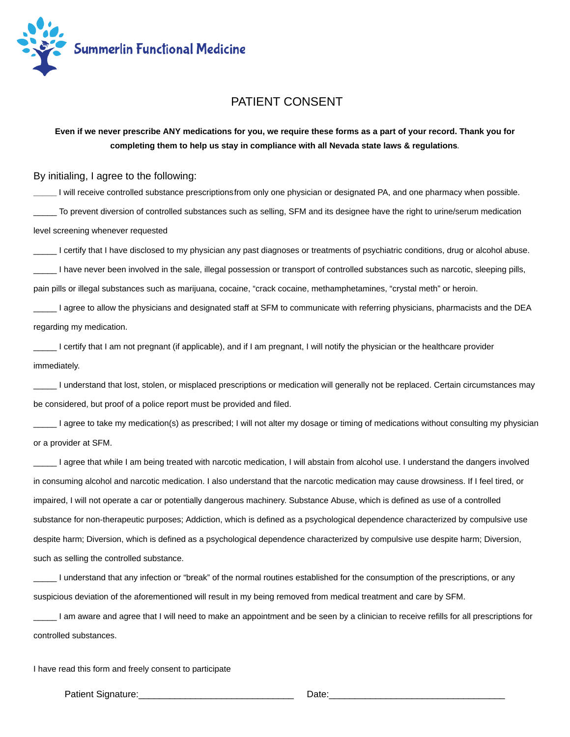Summerlin Functional Medicine

# PATIENT CONSENT

**Even if we never prescribe ANY medications for you, we require these forms as a part of your record. Thank you for completing them to help us stay in compliance with all Nevada state laws & regulations**.

By initialing, I agree to the following:

_____ I will receive controlled substance prescriptionsfrom only one physician or designated PA, and one pharmacy when possible.

_____ To prevent diversion of controlled substances such as selling, SFM and its designee have the right to urine/serum medication level screening whenever requested

_____ I certify that I have disclosed to my physician any past diagnoses or treatments of psychiatric conditions, drug or alcohol abuse.

_____ I have never been involved in the sale, illegal possession or transport of controlled substances such as narcotic, sleeping pills, pain pills or illegal substances such as marijuana, cocaine, "crack cocaine, methamphetamines, "crystal meth" or heroin.

_____ I agree to allow the physicians and designated staff at SFM to communicate with referring physicians, pharmacists and the DEA regarding my medication.

_____ I certify that I am not pregnant (if applicable), and if I am pregnant, I will notify the physician or the healthcare provider immediately.

_____ I understand that lost, stolen, or misplaced prescriptions or medication will generally not be replaced. Certain circumstances may be considered, but proof of a police report must be provided and filed.

_____ I agree to take my medication(s) as prescribed; I will not alter my dosage or timing of medications without consulting my physician or a provider at SFM.

_____ I agree that while I am being treated with narcotic medication, I will abstain from alcohol use. I understand the dangers involved in consuming alcohol and narcotic medication. I also understand that the narcotic medication may cause drowsiness. If I feel tired, or impaired, I will not operate a car or potentially dangerous machinery. Substance Abuse, which is defined as use of a controlled substance for non-therapeutic purposes; Addiction, which is defined as a psychological dependence characterized by compulsive use despite harm; Diversion, which is defined as a psychological dependence characterized by compulsive use despite harm; Diversion, such as selling the controlled substance.

_____ I understand that any infection or "break" of the normal routines established for the consumption of the prescriptions, or any suspicious deviation of the aforementioned will result in my being removed from medical treatment and care by SFM.

_____ I am aware and agree that I will need to make an appointment and be seen by a clinician to receive refills for all prescriptions for controlled substances.

I have read this form and freely consent to participate

Patient Signature:______________________________ Date:__________________________________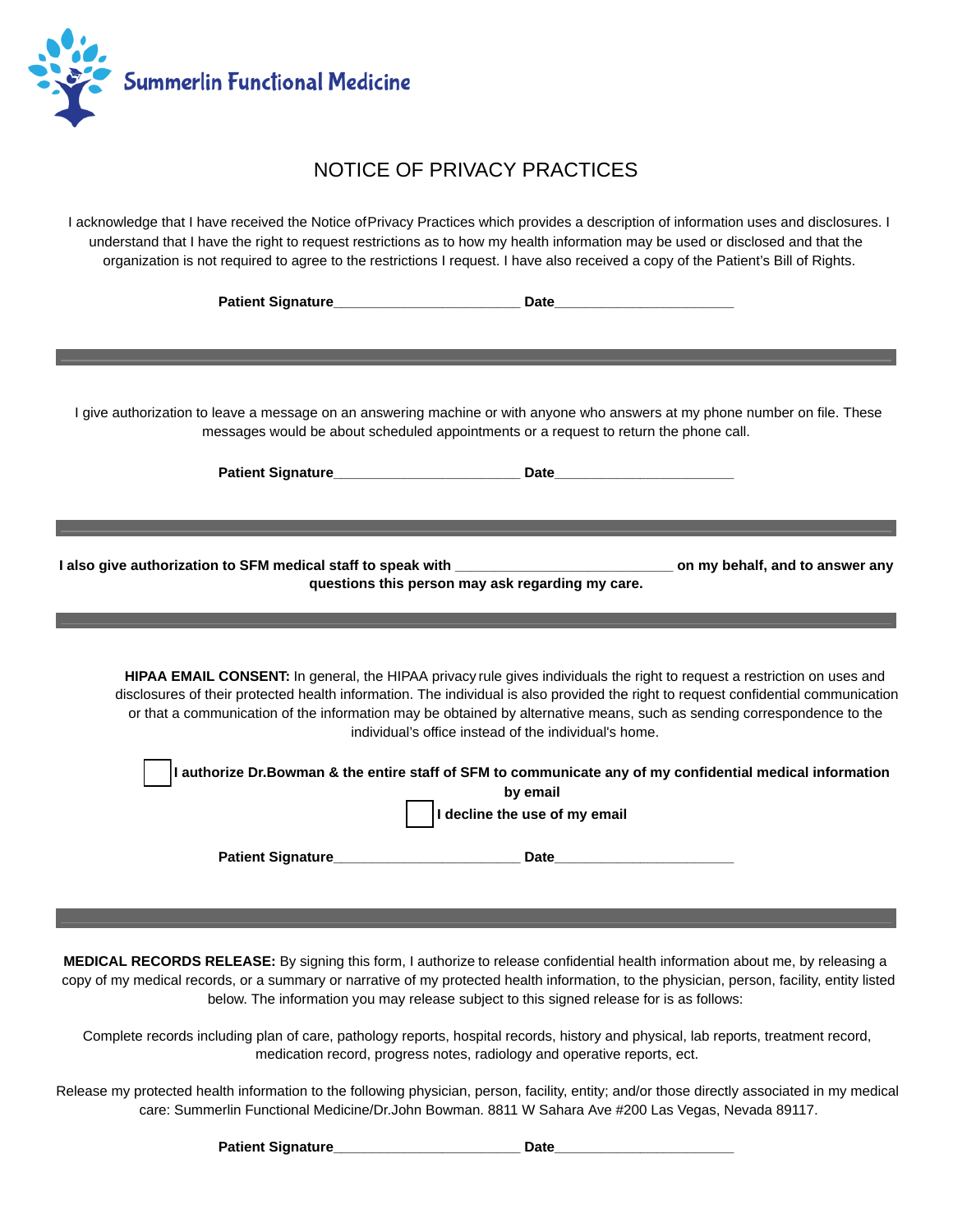Summerlin Functional Medicine

# NOTICE OF PRIVACY PRACTICES

I acknowledge that I have received the Notice of Privacy Practices which provides a description of information uses and disclosures. I understand that I have the right to request restrictions as to how my health information may be used or disclosed and that the organization is not required to agree to the restrictions I request. I have also received a copy of the Patient's Bill of Rights.

**Patient Signature**________________________ **Date**_______________________

---

I give authorization to leave a message on an answering machine or with anyone who answers at my phone number on file. These messages would be about scheduled appointments or a request to return the phone call.

**Patient Signature**________________________ **Date**_______________________

---

**I also give authorization to SFM medical staff to speak with ____________________________ on my behalf, and to answer any questions this person may ask regarding my care.**

---

**HIPAA EMAIL CONSENT:** In general, the HIPAA privacy rule gives individuals the right to request a restriction on uses and disclosures of their protected health information. The individual is also provided the right to request confidential communication or that a communication of the information may be obtained by alternative means, such as sending correspondence to the individual's office instead of the individual's home.

☐ **I authorize Dr.Bowman & the entire staff of SFM to communicate any of my confidential medical information by email**

☐ **I decline the use of my email**

**Patient Signature**________________________ **Date**_______________________

---

**MEDICAL RECORDS RELEASE:** By signing this form, I authorize to release confidential health information about me, by releasing a copy of my medical records, or a summary or narrative of my protected health information, to the physician, person, facility, entity listed below. The information you may release subject to this signed release for is as follows:

Complete records including plan of care, pathology reports, hospital records, history and physical, lab reports, treatment record, medication record, progress notes, radiology and operative reports, ect.

Release my protected health information to the following physician, person, facility, entity; and/or those directly associated in my medical care: Summerlin Functional Medicine/Dr.John Bowman. 8811 W Sahara Ave #200 Las Vegas, Nevada 89117.

**Patient Signature**________________________ **Date**_______________________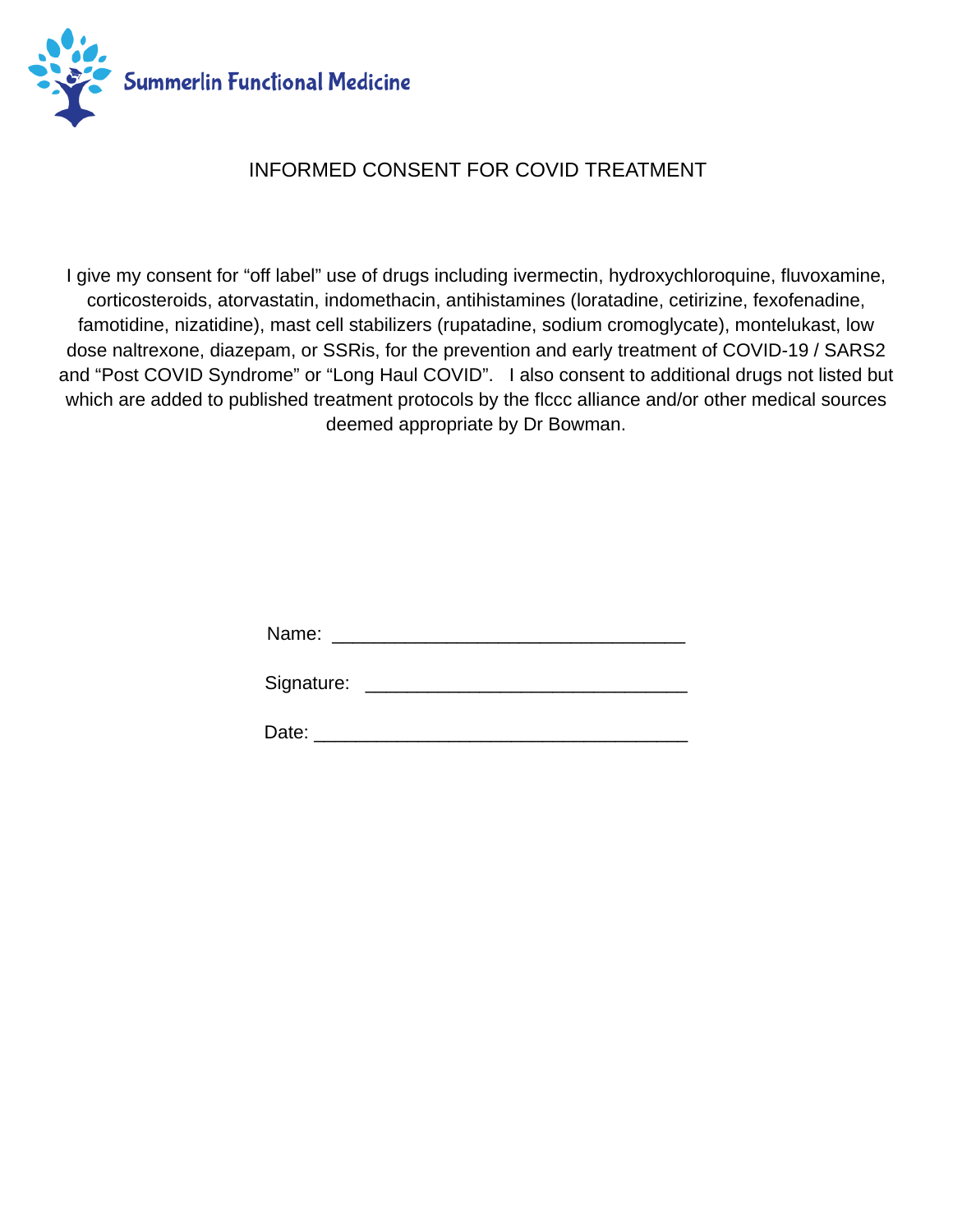Summerlin Functional Medicine

# INFORMED CONSENT FOR COVID TREATMENT

I give my consent for "off label" use of drugs including ivermectin, hydroxychloroquine, fluvoxamine, corticosteroids, atorvastatin, indomethacin, antihistamines (loratadine, cetirizine, fexofenadine, famotidine, nizatidine), mast cell stabilizers (rupatadine, sodium cromoglycate), montelukast, low dose naltrexone, diazepam, or SSRis, for the prevention and early treatment of COVID-19 / SARS2 and "Post COVID Syndrome" or "Long Haul COVID". I also consent to additional drugs not listed but which are added to published treatment protocols by the flccc alliance and/or other medical sources deemed appropriate by Dr Bowman.

Name: ________________________________

Signature: ______________________________

Date: ___________________________________